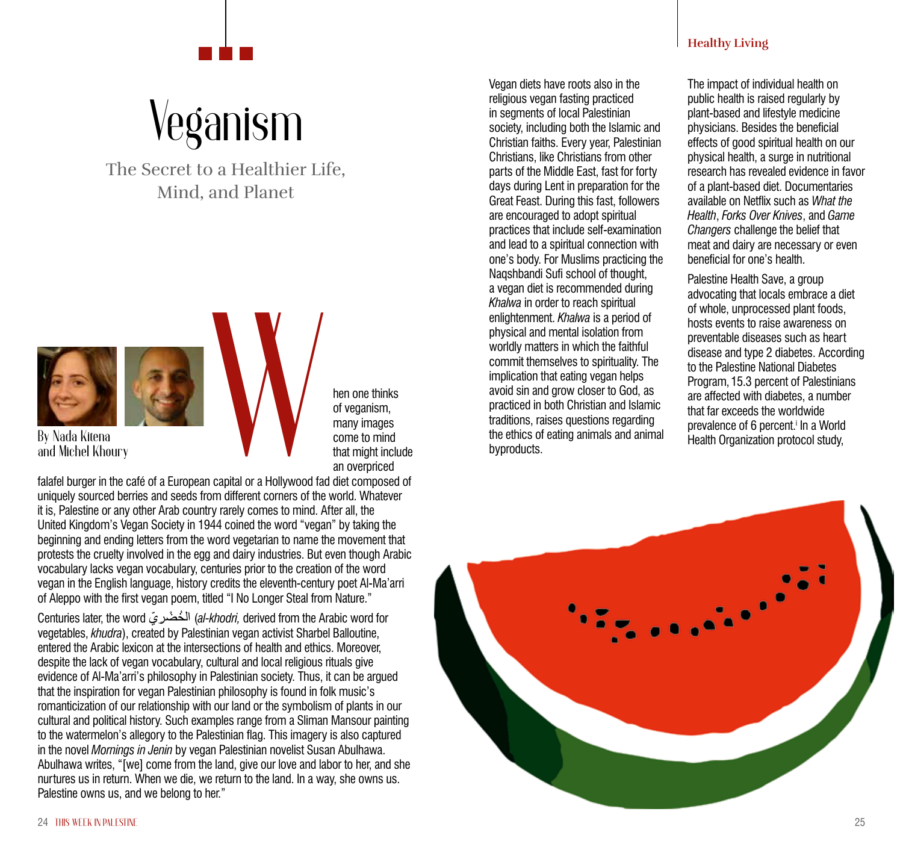# Veganism

## The Secret to a Healthier Life, Mind, and Planet

By Nada Kitena and Michel Khoury

When one thinks of veganism, many images come to mind that might include an overpriced falafel burger in the café of a European capital or a Hollywood fad diet composed of uniquely sourced berries and seeds from different corners of the world. Whatever it is, Palestine or any other Arab country rarely comes to mind. After all, the United Kingdom's Vegan Society in 1944 coined the word "vegan" by taking the beginning and ending letters from the word vegetarian to name the movement that protests the cruelty involved in the egg and dairy industries. But even though Arabic vocabulary lacks vegan vocabulary, centuries prior to the creation of the word vegan in the English language, history credits the eleventh-century poet Al-Ma'arri of Aleppo with the first vegan poem, titled "I No Longer Steal from Nature."

Centuries later, the word الخُضَري (*al-khodri,* derived from the Arabic word for vegetables, *khudra*), created by Palestinian vegan activist Sharbel Balloutine, entered the Arabic lexicon at the intersections of health and ethics. Moreover, despite the lack of vegan vocabulary, cultural and local religious rituals give evidence of Al-Ma'arri's philosophy in Palestinian society. Thus, it can be argued that the inspiration for vegan Palestinian philosophy is found in folk music's romanticization of our relationship with our land or the symbolism of plants in our cultural and political history. Such examples range from a Sliman Mansour painting to the watermelon's allegory to the Palestinian flag. This imagery is also captured in the novel *Mornings in Jenin* by vegan Palestinian novelist Susan Abulhawa. Abulhawa writes, "[we] come from the land, give our love and labor to her, and she nurtures us in return. When we die, we return to the land. In a way, she owns us. Palestine owns us, and we belong to her."

Vegan diets have roots also in the religious vegan fasting practiced in segments of local Palestinian society, including both the Islamic and Christian faiths. Every year, Palestinian Christians, like Christians from other parts of the Middle East, fast for forty days during Lent in preparation for the Great Feast. During this fast, followers are encouraged to adopt spiritual practices that include self-examination and lead to a spiritual connection with one's body. For Muslims practicing the Naqshbandi Sufi school of thought, a vegan diet is recommended during *Khalwa* in order to reach spiritual enlightenment. *Khalwa* is a period of physical and mental isolation from worldly matters in which the faithful commit themselves to spirituality. The implication that eating vegan helps avoid sin and grow closer to God, as practiced in both Christian and Islamic traditions, raises questions regarding the ethics of eating animals and animal byproducts.

The impact of individual health on public health is raised regularly by plant-based and lifestyle medicine physicians. Besides the beneficial effects of good spiritual health on our physical health, a surge in nutritional research has revealed evidence in favor of a plant-based diet. Documentaries available on Netflix such as *What the Health*, *Forks Over Knives*, and *Game Changers* challenge the belief that meat and dairy are necessary or even beneficial for one's health.

Palestine Health Save, a group advocating that locals embrace a diet of whole, unprocessed plant foods, hosts events to raise awareness on preventable diseases such as heart disease and type 2 diabetes. According to the Palestine National Diabetes Program, 15.3 percent of Palestinians are affected with diabetes, a number that far exceeds the worldwide prevalence of 6 percent.[i] In a World Health Organization protocol study,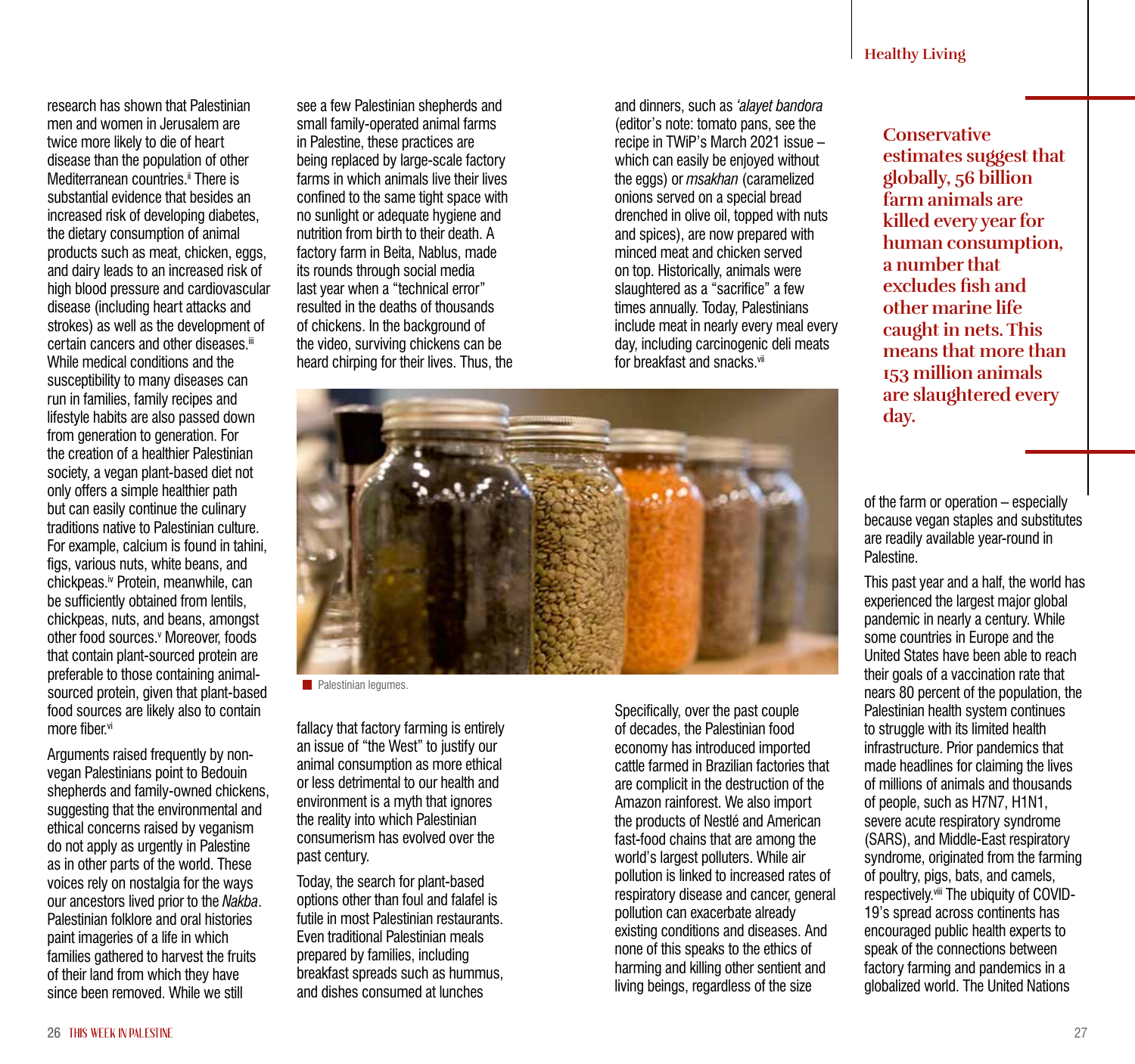research has shown that Palestinian men and women in Jerusalem are twice more likely to die of heart disease than the population of other Mediterranean countries.[ii] There is substantial evidence that besides an increased risk of developing diabetes, the dietary consumption of animal products such as meat, chicken, eggs, and dairy leads to an increased risk of high blood pressure and cardiovascular disease (including heart attacks and strokes) as well as the development of certain cancers and other diseases.[iii] While medical conditions and the susceptibility to many diseases can run in families, family recipes and lifestyle habits are also passed down from generation to generation. For the creation of a healthier Palestinian society, a vegan plant-based diet not only offers a simple healthier path but can easily continue the culinary traditions native to Palestinian culture. For example, calcium is found in tahini, figs, various nuts, white beans, and chickpeas.[iv] Protein, meanwhile, can be sufficiently obtained from lentils, chickpeas, nuts, and beans, amongst other food sources.[v] Moreover, foods that contain plant-sourced protein are preferable to those containing animal-sourced protein, given that plant-based food sources are likely also to contain more fiber.[vi]

Arguments raised frequently by non-vegan Palestinians point to Bedouin shepherds and family-owned chickens, suggesting that the environmental and ethical concerns raised by veganism do not apply as urgently in Palestine as in other parts of the world. These voices rely on nostalgia for the ways our ancestors lived prior to the *Nakba*. Palestinian folklore and oral histories paint imageries of a life in which families gathered to harvest the fruits of their land from which they have since been removed. While we still see a few Palestinian shepherds and small family-operated animal farms in Palestine, these practices are being replaced by large-scale factory farms in which animals live their lives confined to the same tight space with no sunlight or adequate hygiene and nutrition from birth to their death. A factory farm in Beita, Nablus, made its rounds through social media last year when a "technical error" resulted in the deaths of thousands of chickens. In the background of the video, surviving chickens can be heard chirping for their lives. Thus, the fallacy that factory farming is entirely an issue of "the West" to justify our animal consumption as more ethical or less detrimental to our health and environment is a myth that ignores the reality into which Palestinian consumerism has evolved over the past century.

Today, the search for plant-based options other than foul and falafel is futile in most Palestinian restaurants. Even traditional Palestinian meals prepared by families, including breakfast spreads such as hummus, and dishes consumed at lunches and dinners, such as *'alayet bandora* (editor's note: tomato pans, see the recipe in TWiP's March 2021 issue – which can easily be enjoyed without the eggs) or *msakhan* (caramelized onions served on a special bread drenched in olive oil, topped with nuts and spices), are now prepared with minced meat and chicken served on top. Historically, animals were slaughtered as a "sacrifice" a few times annually. Today, Palestinians include meat in nearly every meal every day, including carcinogenic deli meats for breakfast and snacks.[vii]

Palestinian legumes.

Specifically, over the past couple of decades, the Palestinian food economy has introduced imported cattle farmed in Brazilian factories that are complicit in the destruction of the Amazon rainforest. We also import the products of Nestlé and American fast-food chains that are among the world's largest polluters. While air pollution is linked to increased rates of respiratory disease and cancer, general pollution can exacerbate already existing conditions and diseases. And none of this speaks to the ethics of harming and killing other sentient and living beings, regardless of the size of the farm or operation – especially because vegan staples and substitutes are readily available year-round in Palestine.

**Conservative estimates suggest that globally, 56 billion farm animals are killed every year for human consumption, a number that excludes fish and other marine life caught in nets. This means that more than 153 million animals are slaughtered every day.**

This past year and a half, the world has experienced the largest major global pandemic in nearly a century. While some countries in Europe and the United States have been able to reach their goals of a vaccination rate that nears 80 percent of the population, the Palestinian health system continues to struggle with its limited health infrastructure. Prior pandemics that made headlines for claiming the lives of millions of animals and thousands of people, such as H7N7, H1N1, severe acute respiratory syndrome (SARS), and Middle-East respiratory syndrome, originated from the farming of poultry, pigs, bats, and camels, respectively.[viii] The ubiquity of COVID-19's spread across continents has encouraged public health experts to speak of the connections between factory farming and pandemics in a globalized world. The United Nations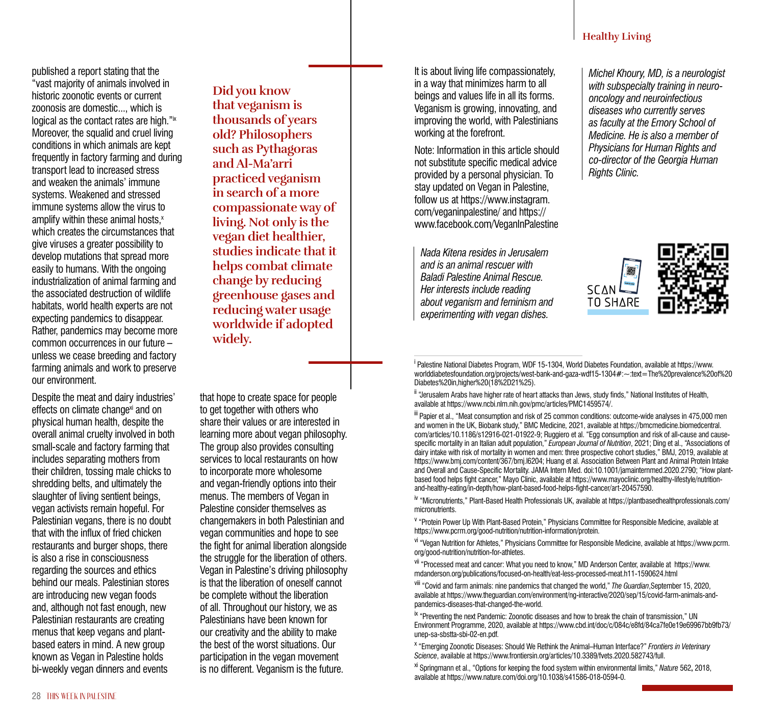published a report stating that the "vast majority of animals involved in historic zoonotic events or current zoonosis are domestic..., which is logical as the contact rates are high."[ix] Moreover, the squalid and cruel living conditions in which animals are kept frequently in factory farming and during transport lead to increased stress and weaken the animals' immune systems. Weakened and stressed immune systems allow the virus to amplify within these animal hosts,[x] which creates the circumstances that give viruses a greater possibility to develop mutations that spread more easily to humans. With the ongoing industrialization of animal farming and the associated destruction of wildlife habitats, world health experts are not expecting pandemics to disappear. Rather, pandemics may become more common occurrences in our future – unless we cease breeding and factory farming animals and work to preserve our environment.

Despite the meat and dairy industries' effects on climate change[xi] and on physical human health, despite the overall animal cruelty involved in both small-scale and factory farming that includes separating mothers from their children, tossing male chicks to shredding belts, and ultimately the slaughter of living sentient beings, vegan activists remain hopeful. For Palestinian vegans, there is no doubt that with the influx of fried chicken restaurants and burger shops, there is also a rise in consciousness regarding the sources and ethics behind our meals. Palestinian stores are introducing new vegan foods and, although not fast enough, new Palestinian restaurants are creating menus that keep vegans and plant-based eaters in mind. A new group known as Vegan in Palestine holds bi-weekly vegan dinners and events that hope to create space for people to get together with others who share their values or are interested in learning more about vegan philosophy. The group also provides consulting services to local restaurants on how to incorporate more wholesome and vegan-friendly options into their menus. The members of Vegan in Palestine consider themselves as changemakers in both Palestinian and vegan communities and hope to see the fight for animal liberation alongside the struggle for the liberation of others. Vegan in Palestine's driving philosophy is that the liberation of oneself cannot be complete without the liberation of all. Throughout our history, we as Palestinians have been known for our creativity and the ability to make the best of the worst situations. Our participation in the vegan movement is no different. Veganism is the future.

**Did you know that veganism is thousands of years old? Philosophers such as Pythagoras and Al-Ma'arri practiced veganism in search of a more compassionate way of living. Not only is the vegan diet healthier, studies indicate that it helps combat climate change by reducing greenhouse gases and reducing water usage worldwide if adopted widely.**

It is about living life compassionately, in a way that minimizes harm to all beings and values life in all its forms. Veganism is growing, innovating, and improving the world, with Palestinians working at the forefront.

Note: Information in this article should not substitute specific medical advice provided by a personal physician. To stay updated on Vegan in Palestine, follow us at https://www.instagram.com/veganinpalestine/ and https://www.facebook.com/VeganInPalestine

*Nada Kitena resides in Jerusalem and is an animal rescuer with Baladi Palestine Animal Rescue. Her interests include reading about veganism and feminism and experimenting with vegan dishes.*

*Michel Khoury, MD, is a neurologist with subspecialty training in neuro-oncology and neuroinfectious diseases who currently serves as faculty at the Emory School of Medicine. He is also a member of Physicians for Human Rights and co-director of the Georgia Human Rights Clinic.*

SCAN TO SHARE

---

[i] Palestine National Diabetes Program, WDF 15-1304, World Diabetes Foundation, available at https://www.worlddiabetesfoundation.org/projects/west-bank-and-gaza-wdf15-1304#:~:text=The%20prevalence%20of%20Diabetes%20in,higher%20(18%2D21%25).

[ii] "Jerusalem Arabs have higher rate of heart attacks than Jews, study finds," National Institutes of Health, available at https://www.ncbi.nlm.nih.gov/pmc/articles/PMC1459574/.

[iii] Papier et al., "Meat consumption and risk of 25 common conditions: outcome-wide analyses in 475,000 men and women in the UK, Biobank study," BMC Medicine, 2021, available at https://bmcmedicine.biomedcentral.com/articles/10.1186/s12916-021-01922-9; Ruggiero et al. "Egg consumption and risk of all-cause and cause-specific mortality in an Italian adult population," *European Journal of Nutrition*, 2021; Ding et al., "Associations of dairy intake with risk of mortality in women and men: three prospective cohort studies," BMJ, 2019, available at https://www.bmj.com/content/367/bmj.l6204; Huang et al. Association Between Plant and Animal Protein Intake and Overall and Cause-Specific Mortality. JAMA Intern Med. doi:10.1001/jamainternmed.2020.2790; "How plant-based food helps fight cancer," Mayo Clinic, available at https://www.mayoclinic.org/healthy-lifestyle/nutrition-and-healthy-eating/in-depth/how-plant-based-food-helps-fight-cancer/art-20457590.

[iv] "Micronutrients," Plant-Based Health Professionals UK, available at https://plantbasedhealthprofessionals.com/micronutrients.

[v] "Protein Power Up With Plant-Based Protein," Physicians Committee for Responsible Medicine, available at https://www.pcrm.org/good-nutrition/nutrition-information/protein.

[vi] "Vegan Nutrition for Athletes," Physicians Committee for Responsible Medicine, available at https://www.pcrm.org/good-nutrition/nutrition-for-athletes.

[vii] "Processed meat and cancer: What you need to know," MD Anderson Center, available at https://www.mdanderson.org/publications/focused-on-health/eat-less-processed-meat.h11-1590624.html

[viii] "Covid and farm animals: nine pandemics that changed the world," *The Guardian*, September 15, 2020, available at https://www.theguardian.com/environment/ng-interactive/2020/sep/15/covid-farm-animals-and-pandemics-diseases-that-changed-the-world.

[ix] "Preventing the next Pandemic: Zoonotic diseases and how to break the chain of transmission," UN Environment Programme, 2020, available at https://www.cbd.int/doc/c/084c/e8fd/84ca7fe0e19e69967bb9fb73/unep-sa-sbstta-sbi-02-en.pdf.

[x] "Emerging Zoonotic Diseases: Should We Rethink the Animal–Human Interface?" *Frontiers in Veterinary Science*, available at https://www.frontiersin.org/articles/10.3389/fvets.2020.582743/full.

[xi] Springmann et al., "Options for keeping the food system within environmental limits," *Nature* 562, 2018, available at https://www.nature.com/doi.org/10.1038/s41586-018-0594-0.